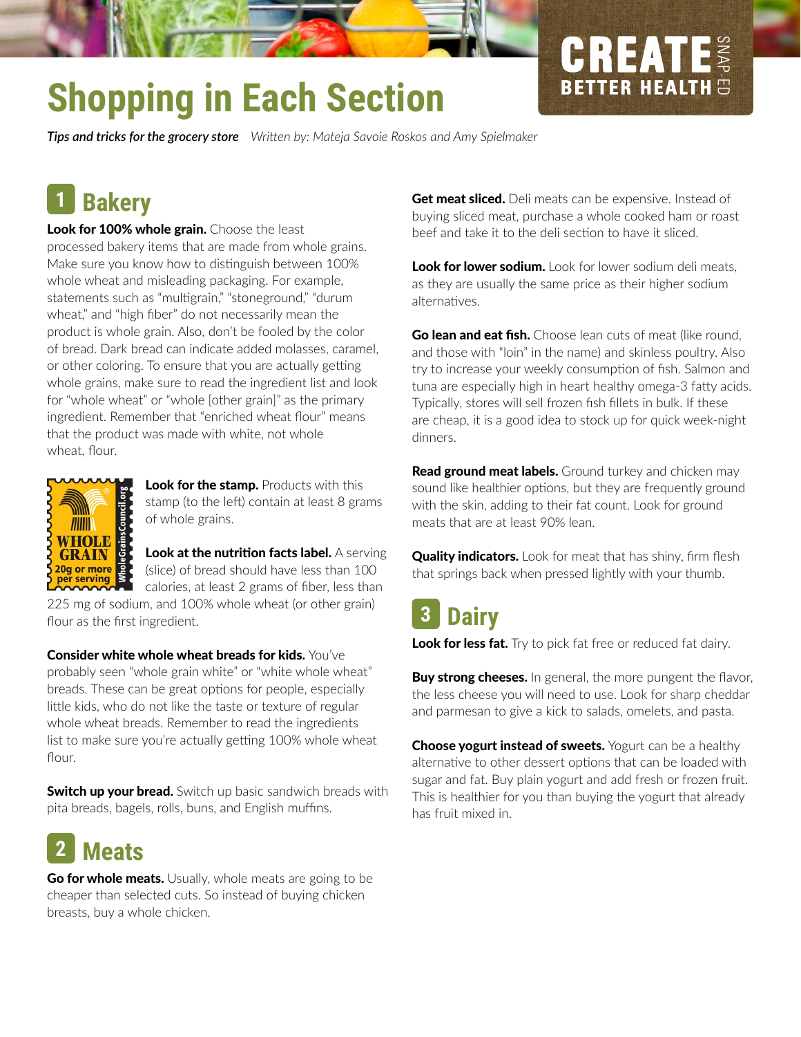# Shopping in Each Section

***Tips and tricks for the grocery store*** *Written by: Mateja Savoie Roskos and Amy Spielmaker*

## 1 Bakery

**Look for 100% whole grain.** Choose the least processed bakery items that are made from whole grains. Make sure you know how to distinguish between 100% whole wheat and misleading packaging. For example, statements such as "multigrain," "stoneground," "durum wheat," and "high fiber" do not necessarily mean the product is whole grain. Also, don't be fooled by the color of bread. Dark bread can indicate added molasses, caramel, or other coloring. To ensure that you are actually getting whole grains, make sure to read the ingredient list and look for "whole wheat" or "whole [other grain]" as the primary ingredient. Remember that "enriched wheat flour" means that the product was made with white, not whole wheat, flour.

**Look for the stamp.** Products with this stamp (to the left) contain at least 8 grams of whole grains.

**Look at the nutrition facts label.** A serving (slice) of bread should have less than 100 calories, at least 2 grams of fiber, less than 225 mg of sodium, and 100% whole wheat (or other grain) flour as the first ingredient.

**Consider white whole wheat breads for kids.** You've probably seen "whole grain white" or "white whole wheat" breads. These can be great options for people, especially little kids, who do not like the taste or texture of regular whole wheat breads. Remember to read the ingredients list to make sure you're actually getting 100% whole wheat flour.

**Switch up your bread.** Switch up basic sandwich breads with pita breads, bagels, rolls, buns, and English muffins.

## 2 Meats

**Go for whole meats.** Usually, whole meats are going to be cheaper than selected cuts. So instead of buying chicken breasts, buy a whole chicken.

**Get meat sliced.** Deli meats can be expensive. Instead of buying sliced meat, purchase a whole cooked ham or roast beef and take it to the deli section to have it sliced.

**Look for lower sodium.** Look for lower sodium deli meats, as they are usually the same price as their higher sodium alternatives.

**Go lean and eat fish.** Choose lean cuts of meat (like round, and those with "loin" in the name) and skinless poultry. Also try to increase your weekly consumption of fish. Salmon and tuna are especially high in heart healthy omega-3 fatty acids. Typically, stores will sell frozen fish fillets in bulk. If these are cheap, it is a good idea to stock up for quick week-night dinners.

**Read ground meat labels.** Ground turkey and chicken may sound like healthier options, but they are frequently ground with the skin, adding to their fat count. Look for ground meats that are at least 90% lean.

**Quality indicators.** Look for meat that has shiny, firm flesh that springs back when pressed lightly with your thumb.

## 3 Dairy

**Look for less fat.** Try to pick fat free or reduced fat dairy.

**Buy strong cheeses.** In general, the more pungent the flavor, the less cheese you will need to use. Look for sharp cheddar and parmesan to give a kick to salads, omelets, and pasta.

**Choose yogurt instead of sweets.** Yogurt can be a healthy alternative to other dessert options that can be loaded with sugar and fat. Buy plain yogurt and add fresh or frozen fruit. This is healthier for you than buying the yogurt that already has fruit mixed in.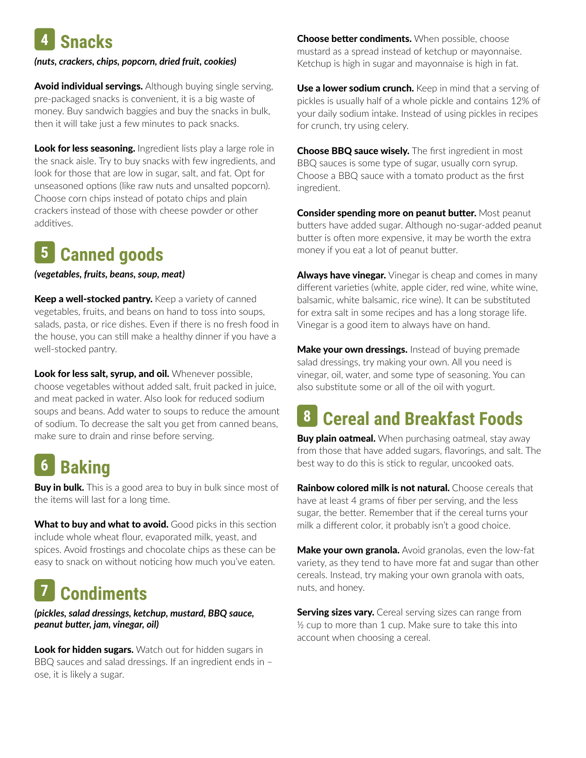## 4 Snacks

*(nuts, crackers, chips, popcorn, dried fruit, cookies)*

**Avoid individual servings.** Although buying single serving, pre-packaged snacks is convenient, it is a big waste of money. Buy sandwich baggies and buy the snacks in bulk, then it will take just a few minutes to pack snacks.

**Look for less seasoning.** Ingredient lists play a large role in the snack aisle. Try to buy snacks with few ingredients, and look for those that are low in sugar, salt, and fat. Opt for unseasoned options (like raw nuts and unsalted popcorn). Choose corn chips instead of potato chips and plain crackers instead of those with cheese powder or other additives.

## 5 Canned goods

*(vegetables, fruits, beans, soup, meat)*

**Keep a well-stocked pantry.** Keep a variety of canned vegetables, fruits, and beans on hand to toss into soups, salads, pasta, or rice dishes. Even if there is no fresh food in the house, you can still make a healthy dinner if you have a well-stocked pantry.

**Look for less salt, syrup, and oil.** Whenever possible, choose vegetables without added salt, fruit packed in juice, and meat packed in water. Also look for reduced sodium soups and beans. Add water to soups to reduce the amount of sodium. To decrease the salt you get from canned beans, make sure to drain and rinse before serving.

## 6 Baking

**Buy in bulk.** This is a good area to buy in bulk since most of the items will last for a long time.

**What to buy and what to avoid.** Good picks in this section include whole wheat flour, evaporated milk, yeast, and spices. Avoid frostings and chocolate chips as these can be easy to snack on without noticing how much you've eaten.

## 7 Condiments

*(pickles, salad dressings, ketchup, mustard, BBQ sauce, peanut butter, jam, vinegar, oil)*

**Look for hidden sugars.** Watch out for hidden sugars in BBQ sauces and salad dressings. If an ingredient ends in –ose, it is likely a sugar.

**Choose better condiments.** When possible, choose mustard as a spread instead of ketchup or mayonnaise. Ketchup is high in sugar and mayonnaise is high in fat.

**Use a lower sodium crunch.** Keep in mind that a serving of pickles is usually half of a whole pickle and contains 12% of your daily sodium intake. Instead of using pickles in recipes for crunch, try using celery.

**Choose BBQ sauce wisely.** The first ingredient in most BBQ sauces is some type of sugar, usually corn syrup. Choose a BBQ sauce with a tomato product as the first ingredient.

**Consider spending more on peanut butter.** Most peanut butters have added sugar. Although no-sugar-added peanut butter is often more expensive, it may be worth the extra money if you eat a lot of peanut butter.

**Always have vinegar.** Vinegar is cheap and comes in many different varieties (white, apple cider, red wine, white wine, balsamic, white balsamic, rice wine). It can be substituted for extra salt in some recipes and has a long storage life. Vinegar is a good item to always have on hand.

**Make your own dressings.** Instead of buying premade salad dressings, try making your own. All you need is vinegar, oil, water, and some type of seasoning. You can also substitute some or all of the oil with yogurt.

## 8 Cereal and Breakfast Foods

**Buy plain oatmeal.** When purchasing oatmeal, stay away from those that have added sugars, flavorings, and salt. The best way to do this is stick to regular, uncooked oats.

**Rainbow colored milk is not natural.** Choose cereals that have at least 4 grams of fiber per serving, and the less sugar, the better. Remember that if the cereal turns your milk a different color, it probably isn't a good choice.

**Make your own granola.** Avoid granolas, even the low-fat variety, as they tend to have more fat and sugar than other cereals. Instead, try making your own granola with oats, nuts, and honey.

**Serving sizes vary.** Cereal serving sizes can range from ½ cup to more than 1 cup. Make sure to take this into account when choosing a cereal.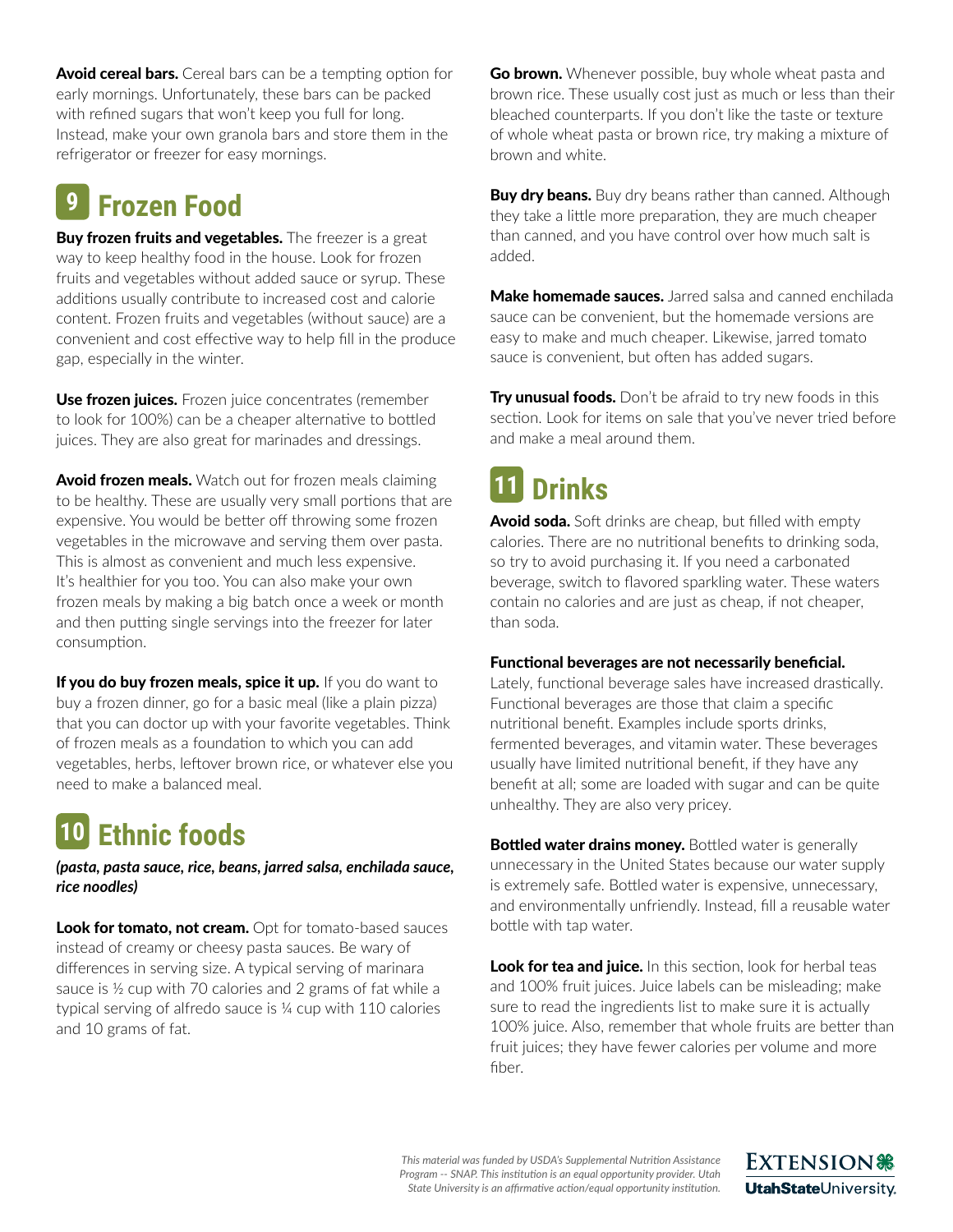**Avoid cereal bars.** Cereal bars can be a tempting option for early mornings. Unfortunately, these bars can be packed with refined sugars that won't keep you full for long. Instead, make your own granola bars and store them in the refrigerator or freezer for easy mornings.

## 9 Frozen Food

**Buy frozen fruits and vegetables.** The freezer is a great way to keep healthy food in the house. Look for frozen fruits and vegetables without added sauce or syrup. These additions usually contribute to increased cost and calorie content. Frozen fruits and vegetables (without sauce) are a convenient and cost effective way to help fill in the produce gap, especially in the winter.

**Use frozen juices.** Frozen juice concentrates (remember to look for 100%) can be a cheaper alternative to bottled juices. They are also great for marinades and dressings.

**Avoid frozen meals.** Watch out for frozen meals claiming to be healthy. These are usually very small portions that are expensive. You would be better off throwing some frozen vegetables in the microwave and serving them over pasta. This is almost as convenient and much less expensive. It's healthier for you too. You can also make your own frozen meals by making a big batch once a week or month and then putting single servings into the freezer for later consumption.

**If you do buy frozen meals, spice it up.** If you do want to buy a frozen dinner, go for a basic meal (like a plain pizza) that you can doctor up with your favorite vegetables. Think of frozen meals as a foundation to which you can add vegetables, herbs, leftover brown rice, or whatever else you need to make a balanced meal.

## 10 Ethnic foods

***(pasta, pasta sauce, rice, beans, jarred salsa, enchilada sauce, rice noodles)***

**Look for tomato, not cream.** Opt for tomato-based sauces instead of creamy or cheesy pasta sauces. Be wary of differences in serving size. A typical serving of marinara sauce is ½ cup with 70 calories and 2 grams of fat while a typical serving of alfredo sauce is ¼ cup with 110 calories and 10 grams of fat.

**Go brown.** Whenever possible, buy whole wheat pasta and brown rice. These usually cost just as much or less than their bleached counterparts. If you don't like the taste or texture of whole wheat pasta or brown rice, try making a mixture of brown and white.

**Buy dry beans.** Buy dry beans rather than canned. Although they take a little more preparation, they are much cheaper than canned, and you have control over how much salt is added.

**Make homemade sauces.** Jarred salsa and canned enchilada sauce can be convenient, but the homemade versions are easy to make and much cheaper. Likewise, jarred tomato sauce is convenient, but often has added sugars.

**Try unusual foods.** Don't be afraid to try new foods in this section. Look for items on sale that you've never tried before and make a meal around them.

## 11 Drinks

**Avoid soda.** Soft drinks are cheap, but filled with empty calories. There are no nutritional benefits to drinking soda, so try to avoid purchasing it. If you need a carbonated beverage, switch to flavored sparkling water. These waters contain no calories and are just as cheap, if not cheaper, than soda.

**Functional beverages are not necessarily beneficial.** Lately, functional beverage sales have increased drastically. Functional beverages are those that claim a specific nutritional benefit. Examples include sports drinks, fermented beverages, and vitamin water. These beverages usually have limited nutritional benefit, if they have any benefit at all; some are loaded with sugar and can be quite unhealthy. They are also very pricey.

**Bottled water drains money.** Bottled water is generally unnecessary in the United States because our water supply is extremely safe. Bottled water is expensive, unnecessary, and environmentally unfriendly. Instead, fill a reusable water bottle with tap water.

**Look for tea and juice.** In this section, look for herbal teas and 100% fruit juices. Juice labels can be misleading; make sure to read the ingredients list to make sure it is actually 100% juice. Also, remember that whole fruits are better than fruit juices; they have fewer calories per volume and more fiber.

*This material was funded by USDA's Supplemental Nutrition Assistance Program -- SNAP. This institution is an equal opportunity provider. Utah State University is an affirmative action/equal opportunity institution.*

EXTENSION
Utah State University